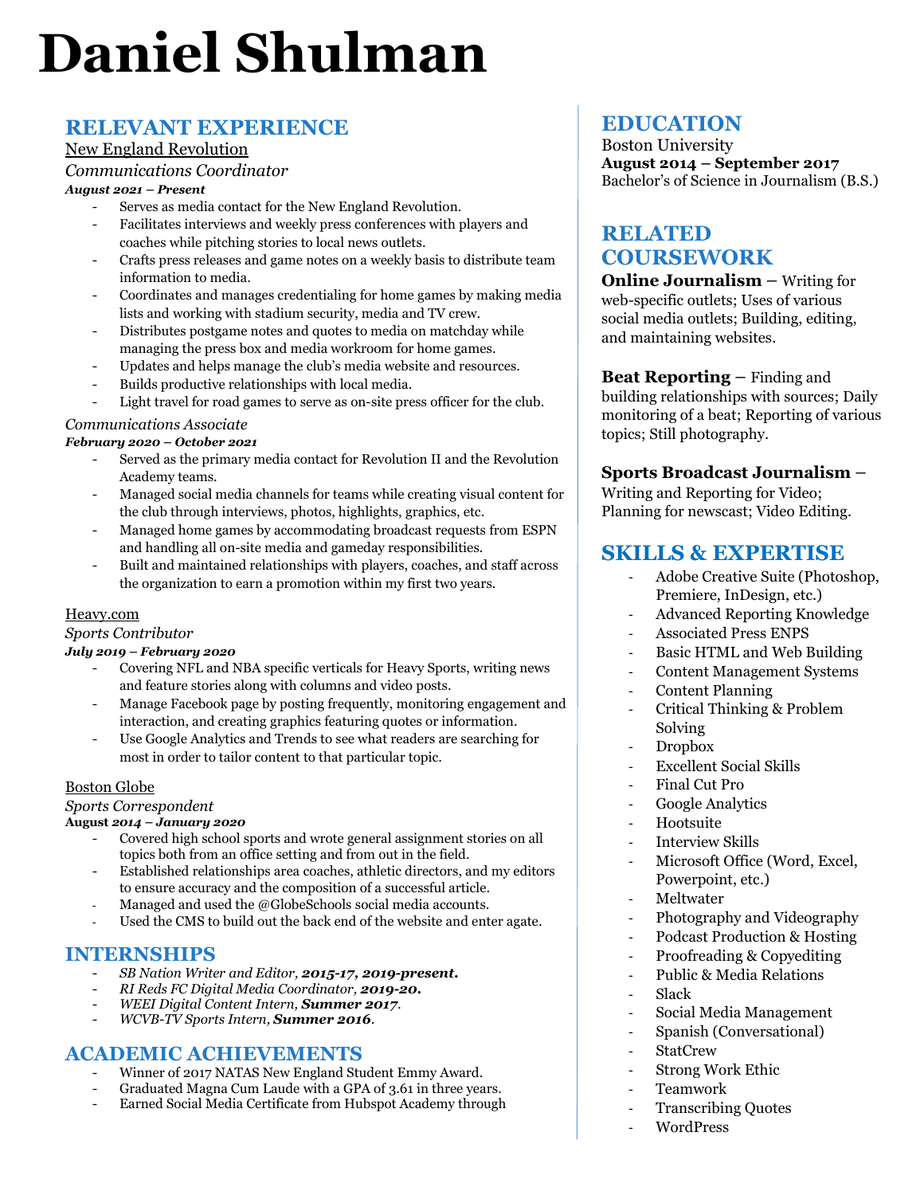# Daniel Shulman

## RELEVANT EXPERIENCE

New England Revolution

*Communications Coordinator*

***August 2021 – Present***

- Serves as media contact for the New England Revolution.
- Facilitates interviews and weekly press conferences with players and coaches while pitching stories to local news outlets.
- Crafts press releases and game notes on a weekly basis to distribute team information to media.
- Coordinates and manages credentialing for home games by making media lists and working with stadium security, media and TV crew.
- Distributes postgame notes and quotes to media on matchday while managing the press box and media workroom for home games.
- Updates and helps manage the club's media website and resources.
- Builds productive relationships with local media.
- Light travel for road games to serve as on-site press officer for the club.

*Communications Associate*

***February 2020 – October 2021***

- Served as the primary media contact for Revolution II and the Revolution Academy teams.
- Managed social media channels for teams while creating visual content for the club through interviews, photos, highlights, graphics, etc.
- Managed home games by accommodating broadcast requests from ESPN and handling all on-site media and gameday responsibilities.
- Built and maintained relationships with players, coaches, and staff across the organization to earn a promotion within my first two years.

Heavy.com

*Sports Contributor*

***July 2019 – February 2020***

- Covering NFL and NBA specific verticals for Heavy Sports, writing news and feature stories along with columns and video posts.
- Manage Facebook page by posting frequently, monitoring engagement and interaction, and creating graphics featuring quotes or information.
- Use Google Analytics and Trends to see what readers are searching for most in order to tailor content to that particular topic.

Boston Globe

*Sports Correspondent*

***August 2014 – January 2020***

- Covered high school sports and wrote general assignment stories on all topics both from an office setting and from out in the field.
- Established relationships area coaches, athletic directors, and my editors to ensure accuracy and the composition of a successful article.
- Managed and used the @GlobeSchools social media accounts.
- Used the CMS to build out the back end of the website and enter agate.

## INTERNSHIPS

- *SB Nation Writer and Editor, **2015-17, 2019-present.***
- *RI Reds FC Digital Media Coordinator, **2019-20.***
- *WEEI Digital Content Intern, **Summer 2017**.*
- *WCVB-TV Sports Intern, **Summer 2016**.*

## ACADEMIC ACHIEVEMENTS

- Winner of 2017 NATAS New England Student Emmy Award.
- Graduated Magna Cum Laude with a GPA of 3.61 in three years.
- Earned Social Media Certificate from Hubspot Academy through

## EDUCATION

Boston University

**August 2014 – September 2017**

Bachelor's of Science in Journalism (B.S.)

## RELATED COURSEWORK

**Online Journalism** – Writing for web-specific outlets; Uses of various social media outlets; Building, editing, and maintaining websites.

**Beat Reporting** – Finding and building relationships with sources; Daily monitoring of a beat; Reporting of various topics; Still photography.

**Sports Broadcast Journalism** – Writing and Reporting for Video; Planning for newscast; Video Editing.

## SKILLS & EXPERTISE

- Adobe Creative Suite (Photoshop, Premiere, InDesign, etc.)
- Advanced Reporting Knowledge
- Associated Press ENPS
- Basic HTML and Web Building
- Content Management Systems
- Content Planning
- Critical Thinking & Problem Solving
- Dropbox
- Excellent Social Skills
- Final Cut Pro
- Google Analytics
- Hootsuite
- Interview Skills
- Microsoft Office (Word, Excel, Powerpoint, etc.)
- Meltwater
- Photography and Videography
- Podcast Production & Hosting
- Proofreading & Copyediting
- Public & Media Relations
- Slack
- Social Media Management
- Spanish (Conversational)
- StatCrew
- Strong Work Ethic
- Teamwork
- Transcribing Quotes
- WordPress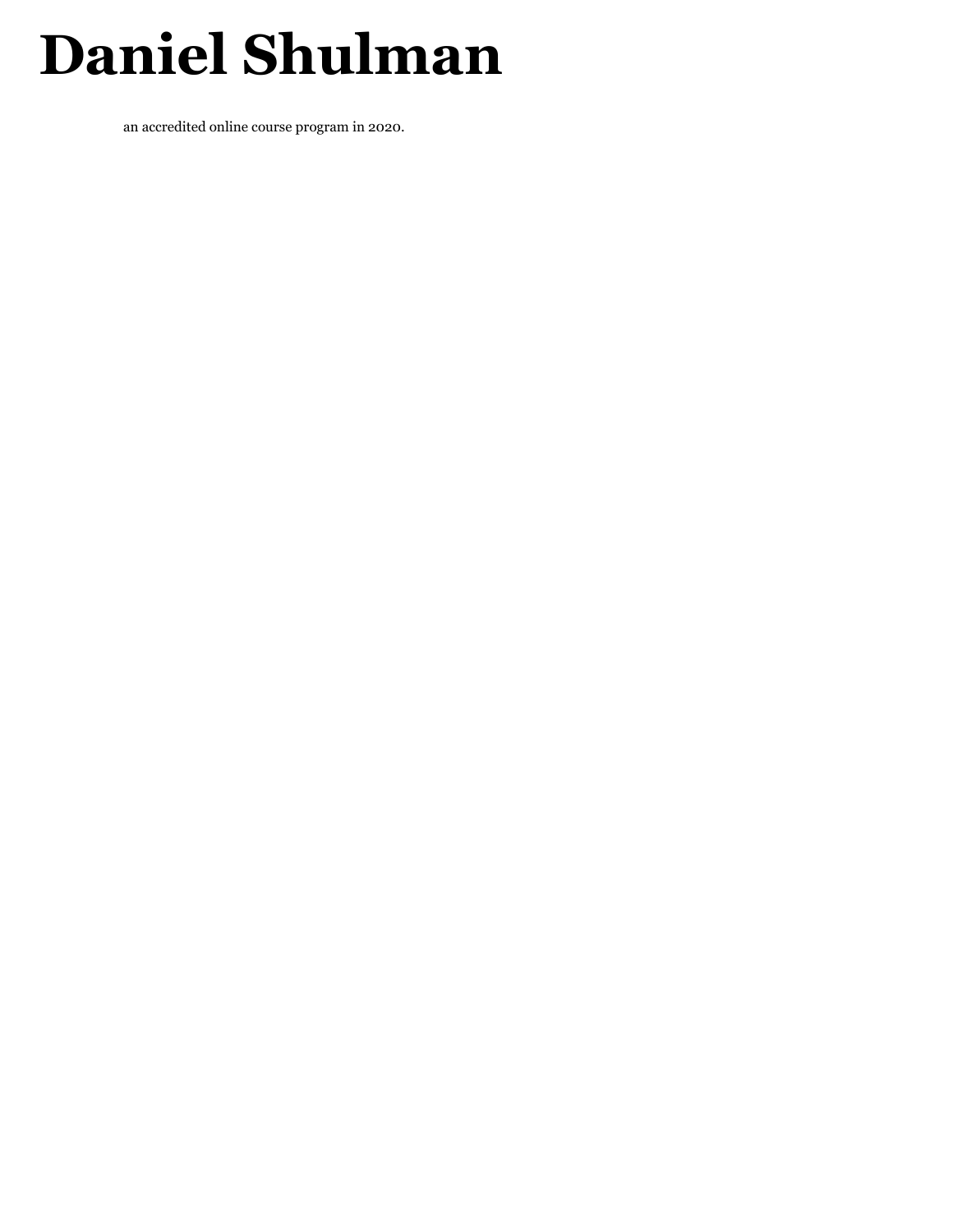# Daniel Shulman

an accredited online course program in 2020.